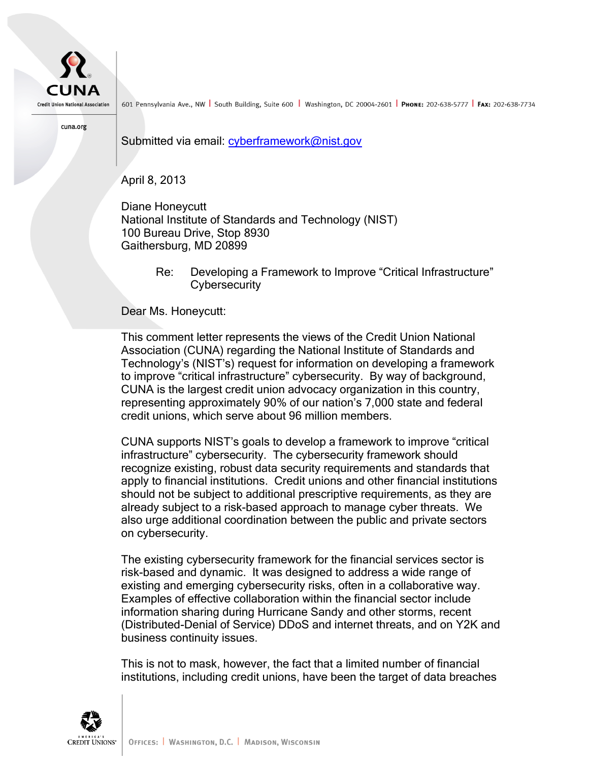CUNA

Credit Union National Association

601 Pennsylvania Ave., NW | South Building, Suite 600 | Washington, DC 20004-2601 | PHONE: 202-638-5777 | FAX: 202-638-7734

cuna.org

Submitted via email: cyberframework@nist.gov

April 8, 2013

Diane Honeycutt
National Institute of Standards and Technology (NIST)
100 Bureau Drive, Stop 8930
Gaithersburg, MD 20899

Re: Developing a Framework to Improve "Critical Infrastructure" Cybersecurity

Dear Ms. Honeycutt:

This comment letter represents the views of the Credit Union National Association (CUNA) regarding the National Institute of Standards and Technology's (NIST's) request for information on developing a framework to improve "critical infrastructure" cybersecurity. By way of background, CUNA is the largest credit union advocacy organization in this country, representing approximately 90% of our nation's 7,000 state and federal credit unions, which serve about 96 million members.

CUNA supports NIST's goals to develop a framework to improve "critical infrastructure" cybersecurity. The cybersecurity framework should recognize existing, robust data security requirements and standards that apply to financial institutions. Credit unions and other financial institutions should not be subject to additional prescriptive requirements, as they are already subject to a risk-based approach to manage cyber threats. We also urge additional coordination between the public and private sectors on cybersecurity.

The existing cybersecurity framework for the financial services sector is risk-based and dynamic. It was designed to address a wide range of existing and emerging cybersecurity risks, often in a collaborative way. Examples of effective collaboration within the financial sector include information sharing during Hurricane Sandy and other storms, recent (Distributed-Denial of Service) DDoS and internet threats, and on Y2K and business continuity issues.

This is not to mask, however, the fact that a limited number of financial institutions, including credit unions, have been the target of data breaches

OFFICES: | WASHINGTON, D.C. | MADISON, WISCONSIN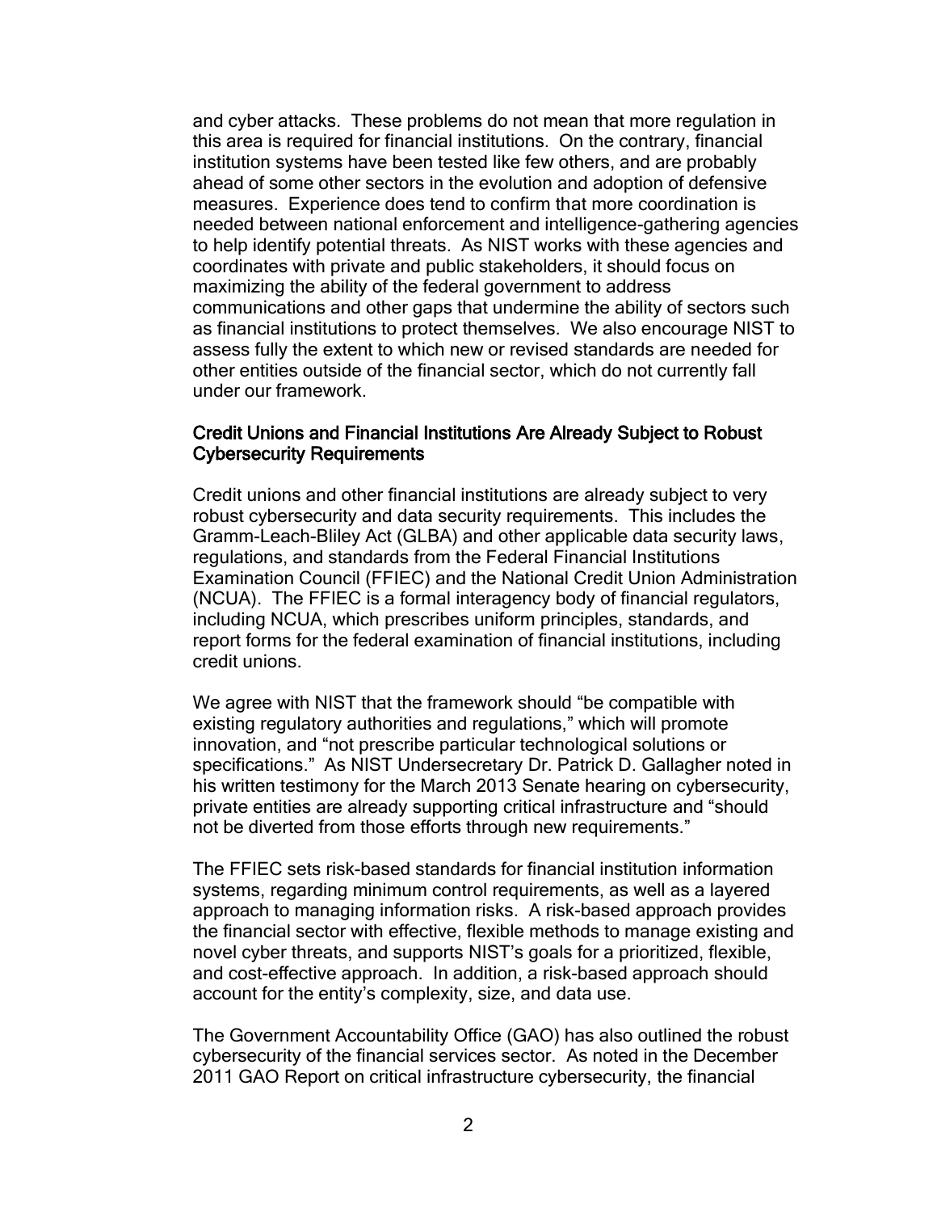and cyber attacks. These problems do not mean that more regulation in this area is required for financial institutions. On the contrary, financial institution systems have been tested like few others, and are probably ahead of some other sectors in the evolution and adoption of defensive measures. Experience does tend to confirm that more coordination is needed between national enforcement and intelligence-gathering agencies to help identify potential threats. As NIST works with these agencies and coordinates with private and public stakeholders, it should focus on maximizing the ability of the federal government to address communications and other gaps that undermine the ability of sectors such as financial institutions to protect themselves. We also encourage NIST to assess fully the extent to which new or revised standards are needed for other entities outside of the financial sector, which do not currently fall under our framework.

## Credit Unions and Financial Institutions Are Already Subject to Robust Cybersecurity Requirements

Credit unions and other financial institutions are already subject to very robust cybersecurity and data security requirements. This includes the Gramm-Leach-Bliley Act (GLBA) and other applicable data security laws, regulations, and standards from the Federal Financial Institutions Examination Council (FFIEC) and the National Credit Union Administration (NCUA). The FFIEC is a formal interagency body of financial regulators, including NCUA, which prescribes uniform principles, standards, and report forms for the federal examination of financial institutions, including credit unions.

We agree with NIST that the framework should "be compatible with existing regulatory authorities and regulations," which will promote innovation, and "not prescribe particular technological solutions or specifications." As NIST Undersecretary Dr. Patrick D. Gallagher noted in his written testimony for the March 2013 Senate hearing on cybersecurity, private entities are already supporting critical infrastructure and "should not be diverted from those efforts through new requirements."

The FFIEC sets risk-based standards for financial institution information systems, regarding minimum control requirements, as well as a layered approach to managing information risks. A risk-based approach provides the financial sector with effective, flexible methods to manage existing and novel cyber threats, and supports NIST's goals for a prioritized, flexible, and cost-effective approach. In addition, a risk-based approach should account for the entity's complexity, size, and data use.

The Government Accountability Office (GAO) has also outlined the robust cybersecurity of the financial services sector. As noted in the December 2011 GAO Report on critical infrastructure cybersecurity, the financial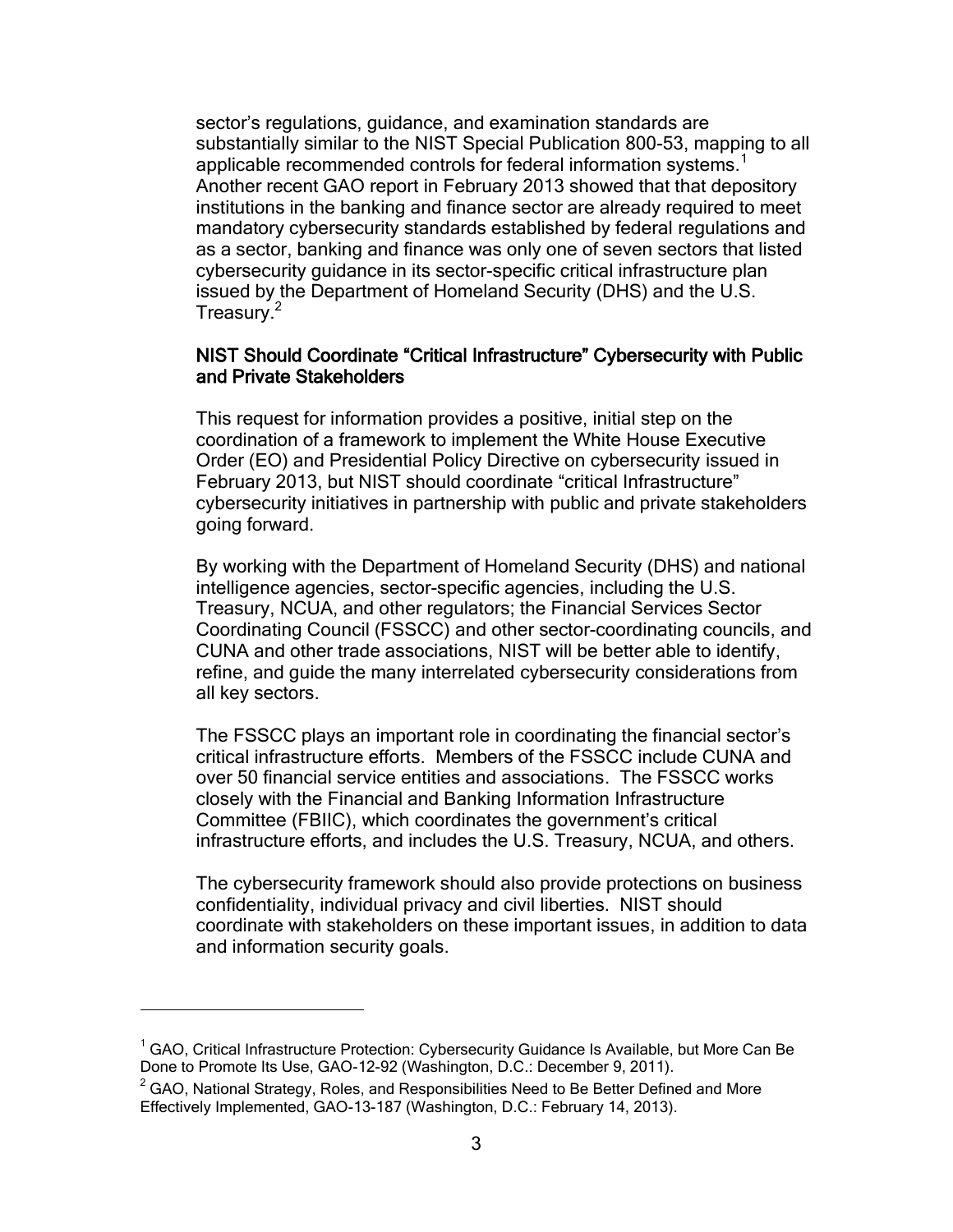sector's regulations, guidance, and examination standards are substantially similar to the NIST Special Publication 800-53, mapping to all applicable recommended controls for federal information systems.[1] Another recent GAO report in February 2013 showed that that depository institutions in the banking and finance sector are already required to meet mandatory cybersecurity standards established by federal regulations and as a sector, banking and finance was only one of seven sectors that listed cybersecurity guidance in its sector-specific critical infrastructure plan issued by the Department of Homeland Security (DHS) and the U.S. Treasury.[2]

**NIST Should Coordinate "Critical Infrastructure" Cybersecurity with Public and Private Stakeholders**

This request for information provides a positive, initial step on the coordination of a framework to implement the White House Executive Order (EO) and Presidential Policy Directive on cybersecurity issued in February 2013, but NIST should coordinate "critical Infrastructure" cybersecurity initiatives in partnership with public and private stakeholders going forward.

By working with the Department of Homeland Security (DHS) and national intelligence agencies, sector-specific agencies, including the U.S. Treasury, NCUA, and other regulators; the Financial Services Sector Coordinating Council (FSSCC) and other sector-coordinating councils, and CUNA and other trade associations, NIST will be better able to identify, refine, and guide the many interrelated cybersecurity considerations from all key sectors.

The FSSCC plays an important role in coordinating the financial sector's critical infrastructure efforts. Members of the FSSCC include CUNA and over 50 financial service entities and associations. The FSSCC works closely with the Financial and Banking Information Infrastructure Committee (FBIIC), which coordinates the government's critical infrastructure efforts, and includes the U.S. Treasury, NCUA, and others.

The cybersecurity framework should also provide protections on business confidentiality, individual privacy and civil liberties. NIST should coordinate with stakeholders on these important issues, in addition to data and information security goals.

---

[1] GAO, Critical Infrastructure Protection: Cybersecurity Guidance Is Available, but More Can Be Done to Promote Its Use, GAO-12-92 (Washington, D.C.: December 9, 2011).

[2] GAO, National Strategy, Roles, and Responsibilities Need to Be Better Defined and More Effectively Implemented, GAO-13-187 (Washington, D.C.: February 14, 2013).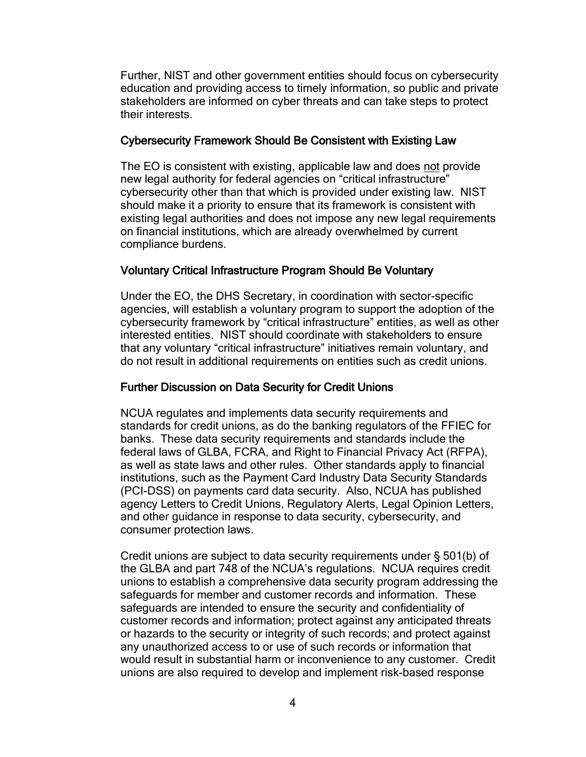Further, NIST and other government entities should focus on cybersecurity education and providing access to timely information, so public and private stakeholders are informed on cyber threats and can take steps to protect their interests.

## Cybersecurity Framework Should Be Consistent with Existing Law

The EO is consistent with existing, applicable law and does <u>not</u> provide new legal authority for federal agencies on "critical infrastructure" cybersecurity other than that which is provided under existing law. NIST should make it a priority to ensure that its framework is consistent with existing legal authorities and does not impose any new legal requirements on financial institutions, which are already overwhelmed by current compliance burdens.

## Voluntary Critical Infrastructure Program Should Be Voluntary

Under the EO, the DHS Secretary, in coordination with sector-specific agencies, will establish a voluntary program to support the adoption of the cybersecurity framework by "critical infrastructure" entities, as well as other interested entities. NIST should coordinate with stakeholders to ensure that any voluntary "critical infrastructure" initiatives remain voluntary, and do not result in additional requirements on entities such as credit unions.

## Further Discussion on Data Security for Credit Unions

NCUA regulates and implements data security requirements and standards for credit unions, as do the banking regulators of the FFIEC for banks. These data security requirements and standards include the federal laws of GLBA, FCRA, and Right to Financial Privacy Act (RFPA), as well as state laws and other rules. Other standards apply to financial institutions, such as the Payment Card Industry Data Security Standards (PCI-DSS) on payments card data security. Also, NCUA has published agency Letters to Credit Unions, Regulatory Alerts, Legal Opinion Letters, and other guidance in response to data security, cybersecurity, and consumer protection laws.

Credit unions are subject to data security requirements under § 501(b) of the GLBA and part 748 of the NCUA's regulations. NCUA requires credit unions to establish a comprehensive data security program addressing the safeguards for member and customer records and information. These safeguards are intended to ensure the security and confidentiality of customer records and information; protect against any anticipated threats or hazards to the security or integrity of such records; and protect against any unauthorized access to or use of such records or information that would result in substantial harm or inconvenience to any customer. Credit unions are also required to develop and implement risk-based response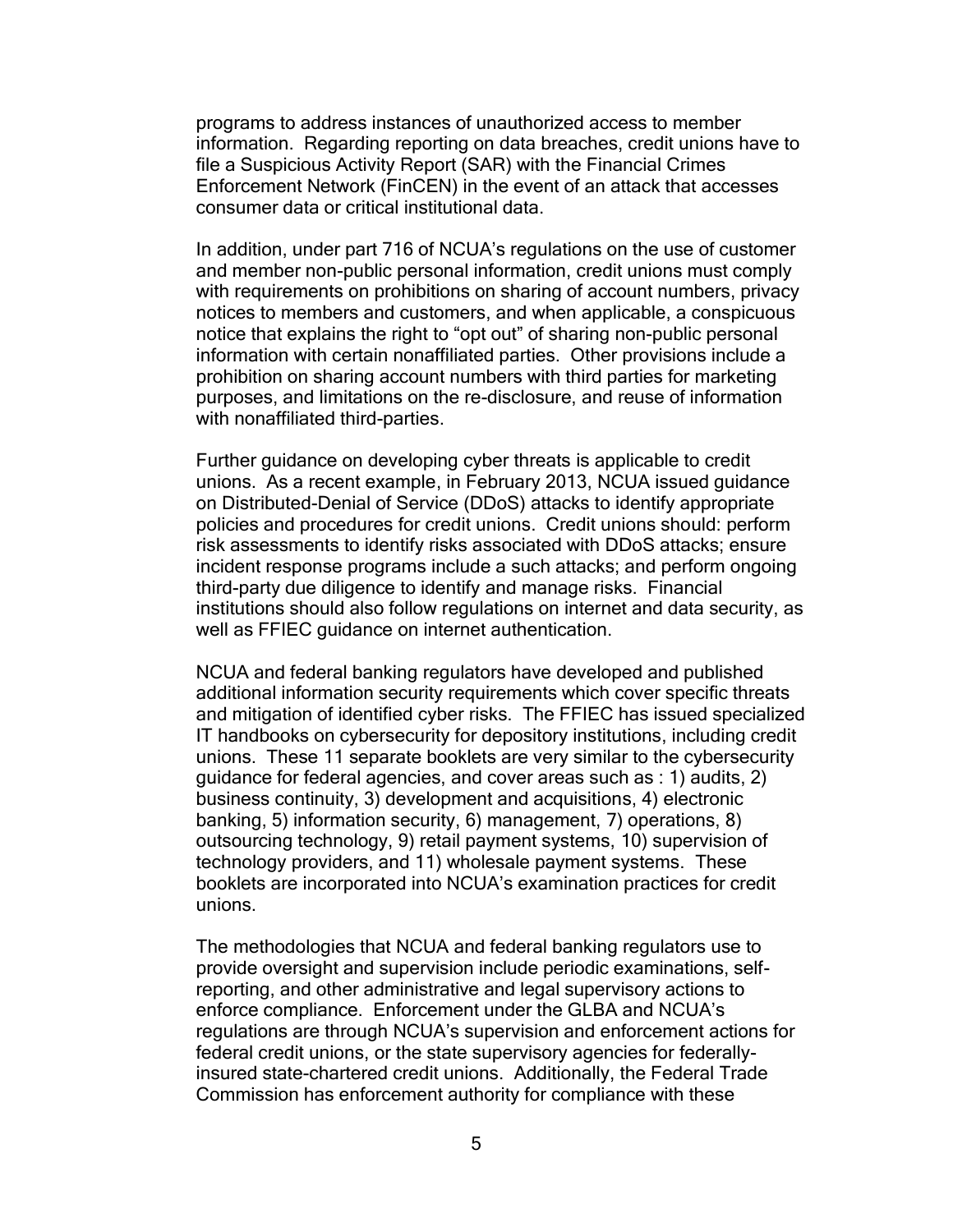programs to address instances of unauthorized access to member information. Regarding reporting on data breaches, credit unions have to file a Suspicious Activity Report (SAR) with the Financial Crimes Enforcement Network (FinCEN) in the event of an attack that accesses consumer data or critical institutional data.

In addition, under part 716 of NCUA's regulations on the use of customer and member non-public personal information, credit unions must comply with requirements on prohibitions on sharing of account numbers, privacy notices to members and customers, and when applicable, a conspicuous notice that explains the right to "opt out" of sharing non-public personal information with certain nonaffiliated parties. Other provisions include a prohibition on sharing account numbers with third parties for marketing purposes, and limitations on the re-disclosure, and reuse of information with nonaffiliated third-parties.

Further guidance on developing cyber threats is applicable to credit unions. As a recent example, in February 2013, NCUA issued guidance on Distributed-Denial of Service (DDoS) attacks to identify appropriate policies and procedures for credit unions. Credit unions should: perform risk assessments to identify risks associated with DDoS attacks; ensure incident response programs include a such attacks; and perform ongoing third-party due diligence to identify and manage risks. Financial institutions should also follow regulations on internet and data security, as well as FFIEC guidance on internet authentication.

NCUA and federal banking regulators have developed and published additional information security requirements which cover specific threats and mitigation of identified cyber risks. The FFIEC has issued specialized IT handbooks on cybersecurity for depository institutions, including credit unions. These 11 separate booklets are very similar to the cybersecurity guidance for federal agencies, and cover areas such as : 1) audits, 2) business continuity, 3) development and acquisitions, 4) electronic banking, 5) information security, 6) management, 7) operations, 8) outsourcing technology, 9) retail payment systems, 10) supervision of technology providers, and 11) wholesale payment systems. These booklets are incorporated into NCUA's examination practices for credit unions.

The methodologies that NCUA and federal banking regulators use to provide oversight and supervision include periodic examinations, self-reporting, and other administrative and legal supervisory actions to enforce compliance. Enforcement under the GLBA and NCUA's regulations are through NCUA's supervision and enforcement actions for federal credit unions, or the state supervisory agencies for federally-insured state-chartered credit unions. Additionally, the Federal Trade Commission has enforcement authority for compliance with these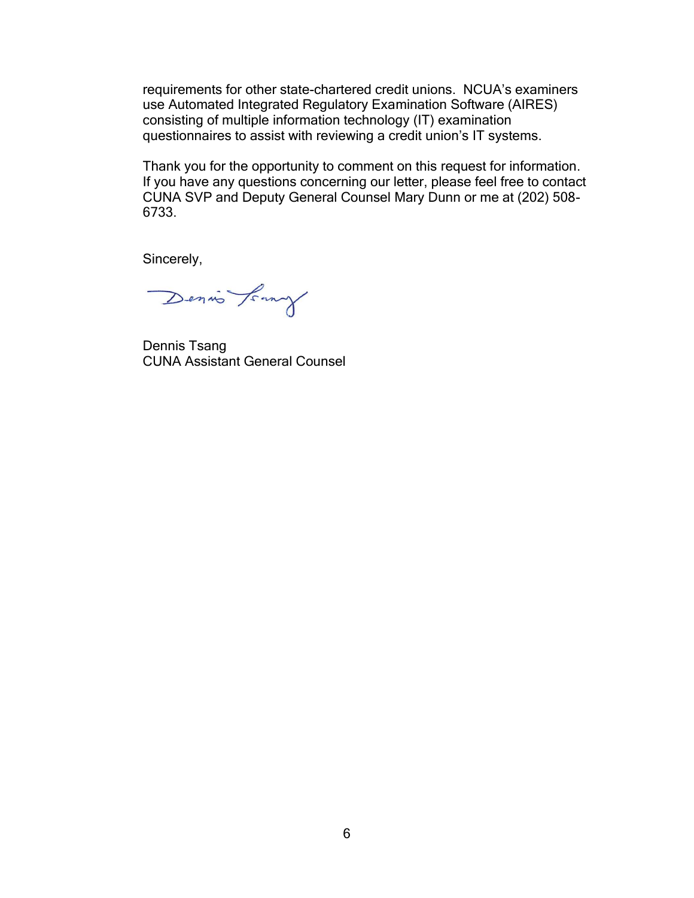requirements for other state-chartered credit unions. NCUA's examiners use Automated Integrated Regulatory Examination Software (AIRES) consisting of multiple information technology (IT) examination questionnaires to assist with reviewing a credit union's IT systems.

Thank you for the opportunity to comment on this request for information. If you have any questions concerning our letter, please feel free to contact CUNA SVP and Deputy General Counsel Mary Dunn or me at (202) 508-6733.

Sincerely,

Dennis Tsang
CUNA Assistant General Counsel